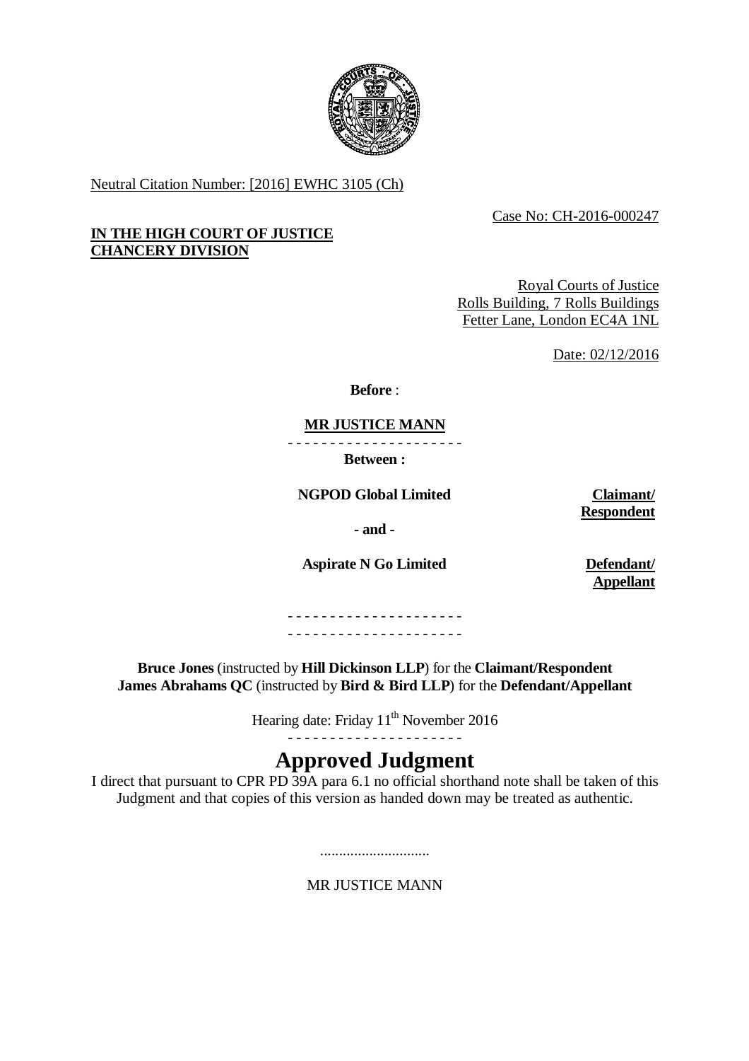Neutral Citation Number: [2016] EWHC 3105 (Ch)

Case No: CH-2016-000247

**IN THE HIGH COURT OF JUSTICE**
**CHANCERY DIVISION**

Royal Courts of Justice
Rolls Building, 7 Rolls Buildings
Fetter Lane, London EC4A 1NL

Date: 02/12/2016

**Before** :

**MR JUSTICE MANN**

- - - - - - - - - - - - - - - - - - - - -

**Between :**

| | |
|---|---|
| **NGPOD Global Limited** | **Claimant/ Respondent** |
| **- and -** | |
| **Aspirate N Go Limited** | **Defendant/ Appellant** |

- - - - - - - - - - - - - - - - - - - - -
- - - - - - - - - - - - - - - - - - - - -

**Bruce Jones** (instructed by **Hill Dickinson LLP**) for the **Claimant/Respondent**
**James Abrahams QC** (instructed by **Bird & Bird LLP**) for the **Defendant/Appellant**

Hearing date: Friday 11th November 2016

- - - - - - - - - - - - - - - - - - - - -

# Approved Judgment

I direct that pursuant to CPR PD 39A para 6.1 no official shorthand note shall be taken of this Judgment and that copies of this version as handed down may be treated as authentic.

.............................

MR JUSTICE MANN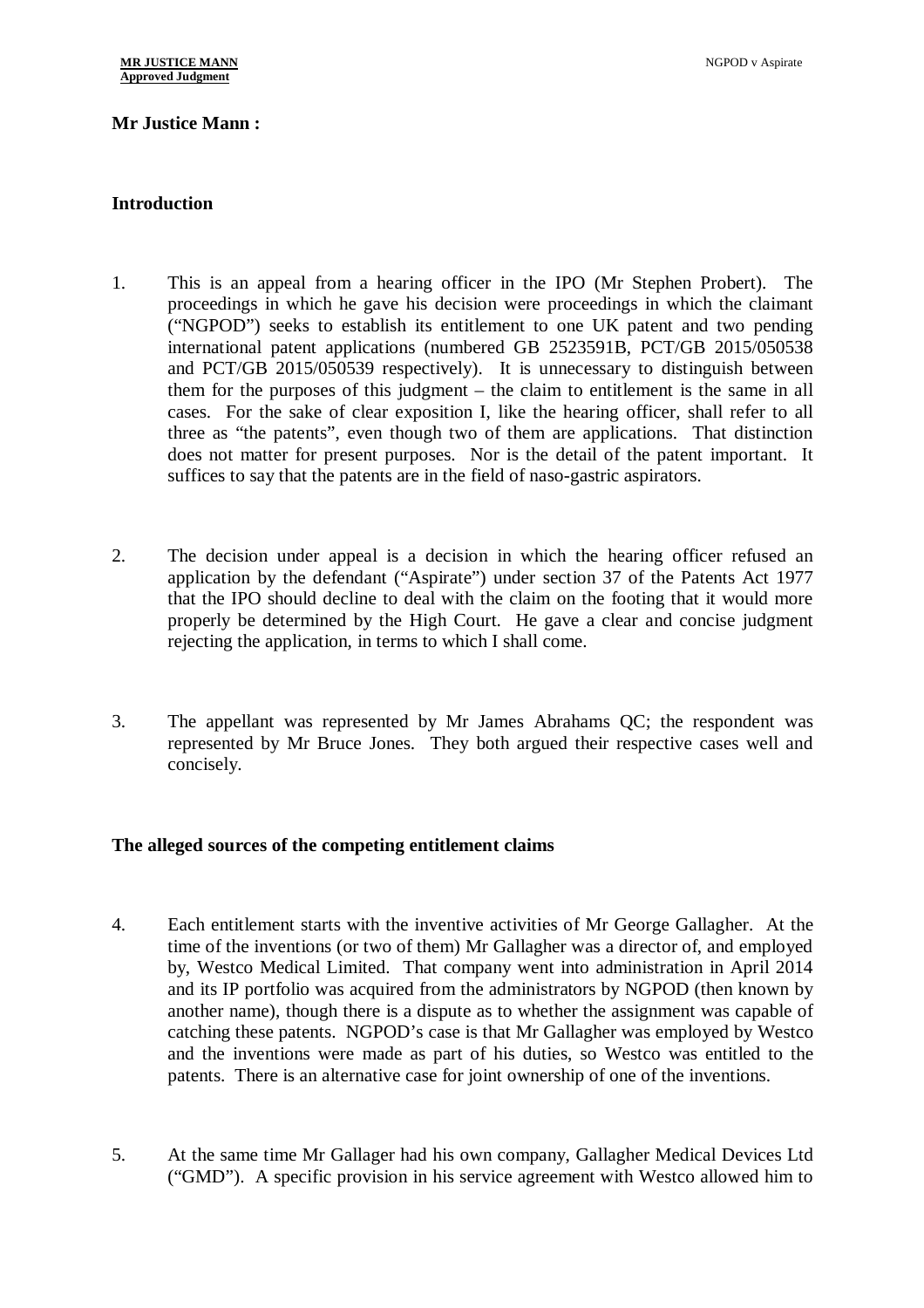**Mr Justice Mann :**

## Introduction

1. This is an appeal from a hearing officer in the IPO (Mr Stephen Probert). The proceedings in which he gave his decision were proceedings in which the claimant ("NGPOD") seeks to establish its entitlement to one UK patent and two pending international patent applications (numbered GB 2523591B, PCT/GB 2015/050538 and PCT/GB 2015/050539 respectively). It is unnecessary to distinguish between them for the purposes of this judgment – the claim to entitlement is the same in all cases. For the sake of clear exposition I, like the hearing officer, shall refer to all three as "the patents", even though two of them are applications. That distinction does not matter for present purposes. Nor is the detail of the patent important. It suffices to say that the patents are in the field of naso-gastric aspirators.

2. The decision under appeal is a decision in which the hearing officer refused an application by the defendant ("Aspirate") under section 37 of the Patents Act 1977 that the IPO should decline to deal with the claim on the footing that it would more properly be determined by the High Court. He gave a clear and concise judgment rejecting the application, in terms to which I shall come.

3. The appellant was represented by Mr James Abrahams QC; the respondent was represented by Mr Bruce Jones. They both argued their respective cases well and concisely.

## The alleged sources of the competing entitlement claims

4. Each entitlement starts with the inventive activities of Mr George Gallagher. At the time of the inventions (or two of them) Mr Gallagher was a director of, and employed by, Westco Medical Limited. That company went into administration in April 2014 and its IP portfolio was acquired from the administrators by NGPOD (then known by another name), though there is a dispute as to whether the assignment was capable of catching these patents. NGPOD's case is that Mr Gallagher was employed by Westco and the inventions were made as part of his duties, so Westco was entitled to the patents. There is an alternative case for joint ownership of one of the inventions.

5. At the same time Mr Gallager had his own company, Gallagher Medical Devices Ltd ("GMD"). A specific provision in his service agreement with Westco allowed him to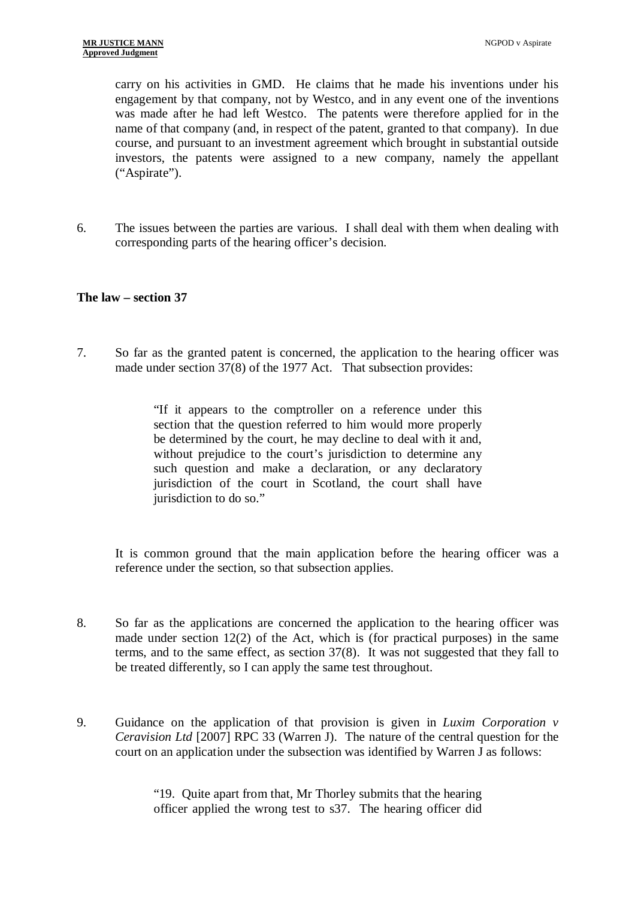carry on his activities in GMD. He claims that he made his inventions under his engagement by that company, not by Westco, and in any event one of the inventions was made after he had left Westco. The patents were therefore applied for in the name of that company (and, in respect of the patent, granted to that company). In due course, and pursuant to an investment agreement which brought in substantial outside investors, the patents were assigned to a new company, namely the appellant ("Aspirate").

6. The issues between the parties are various. I shall deal with them when dealing with corresponding parts of the hearing officer's decision.

**The law – section 37**

7. So far as the granted patent is concerned, the application to the hearing officer was made under section 37(8) of the 1977 Act. That subsection provides:

> "If it appears to the comptroller on a reference under this section that the question referred to him would more properly be determined by the court, he may decline to deal with it and, without prejudice to the court's jurisdiction to determine any such question and make a declaration, or any declaratory jurisdiction of the court in Scotland, the court shall have jurisdiction to do so."

It is common ground that the main application before the hearing officer was a reference under the section, so that subsection applies.

8. So far as the applications are concerned the application to the hearing officer was made under section 12(2) of the Act, which is (for practical purposes) in the same terms, and to the same effect, as section 37(8). It was not suggested that they fall to be treated differently, so I can apply the same test throughout.

9. Guidance on the application of that provision is given in *Luxim Corporation v Ceravision Ltd* [2007] RPC 33 (Warren J). The nature of the central question for the court on an application under the subsection was identified by Warren J as follows:

> "19. Quite apart from that, Mr Thorley submits that the hearing officer applied the wrong test to s37. The hearing officer did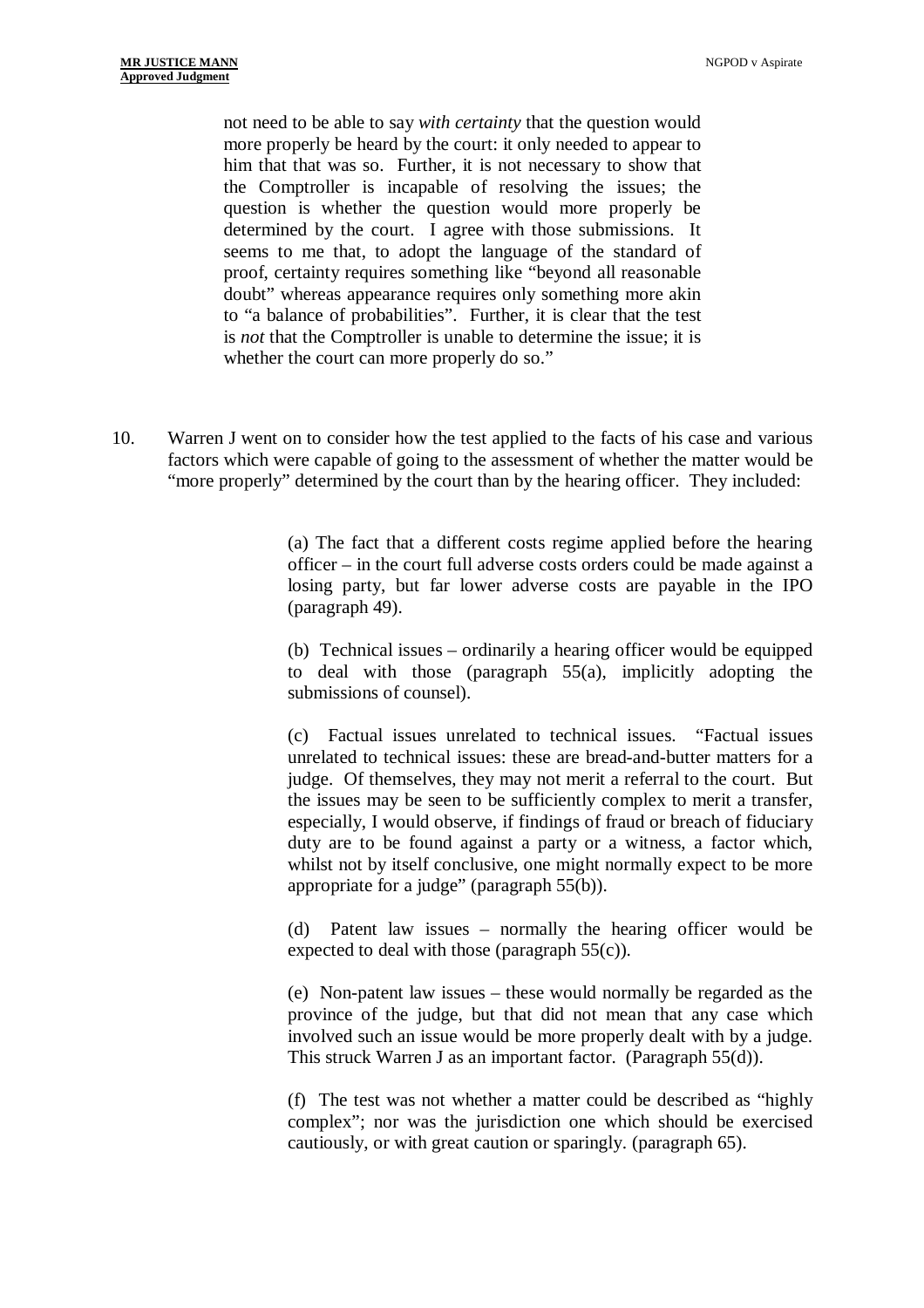> not need to be able to say *with certainty* that the question would more properly be heard by the court: it only needed to appear to him that that was so. Further, it is not necessary to show that the Comptroller is incapable of resolving the issues; the question is whether the question would more properly be determined by the court. I agree with those submissions. It seems to me that, to adopt the language of the standard of proof, certainty requires something like "beyond all reasonable doubt" whereas appearance requires only something more akin to "a balance of probabilities". Further, it is clear that the test is *not* that the Comptroller is unable to determine the issue; it is whether the court can more properly do so."

10. Warren J went on to consider how the test applied to the facts of his case and various factors which were capable of going to the assessment of whether the matter would be "more properly" determined by the court than by the hearing officer. They included:

> (a) The fact that a different costs regime applied before the hearing officer – in the court full adverse costs orders could be made against a losing party, but far lower adverse costs are payable in the IPO (paragraph 49).
>
> (b) Technical issues – ordinarily a hearing officer would be equipped to deal with those (paragraph 55(a), implicitly adopting the submissions of counsel).
>
> (c) Factual issues unrelated to technical issues. "Factual issues unrelated to technical issues: these are bread-and-butter matters for a judge. Of themselves, they may not merit a referral to the court. But the issues may be seen to be sufficiently complex to merit a transfer, especially, I would observe, if findings of fraud or breach of fiduciary duty are to be found against a party or a witness, a factor which, whilst not by itself conclusive, one might normally expect to be more appropriate for a judge" (paragraph 55(b)).
>
> (d) Patent law issues – normally the hearing officer would be expected to deal with those (paragraph 55(c)).
>
> (e) Non-patent law issues – these would normally be regarded as the province of the judge, but that did not mean that any case which involved such an issue would be more properly dealt with by a judge. This struck Warren J as an important factor. (Paragraph 55(d)).
>
> (f) The test was not whether a matter could be described as "highly complex"; nor was the jurisdiction one which should be exercised cautiously, or with great caution or sparingly. (paragraph 65).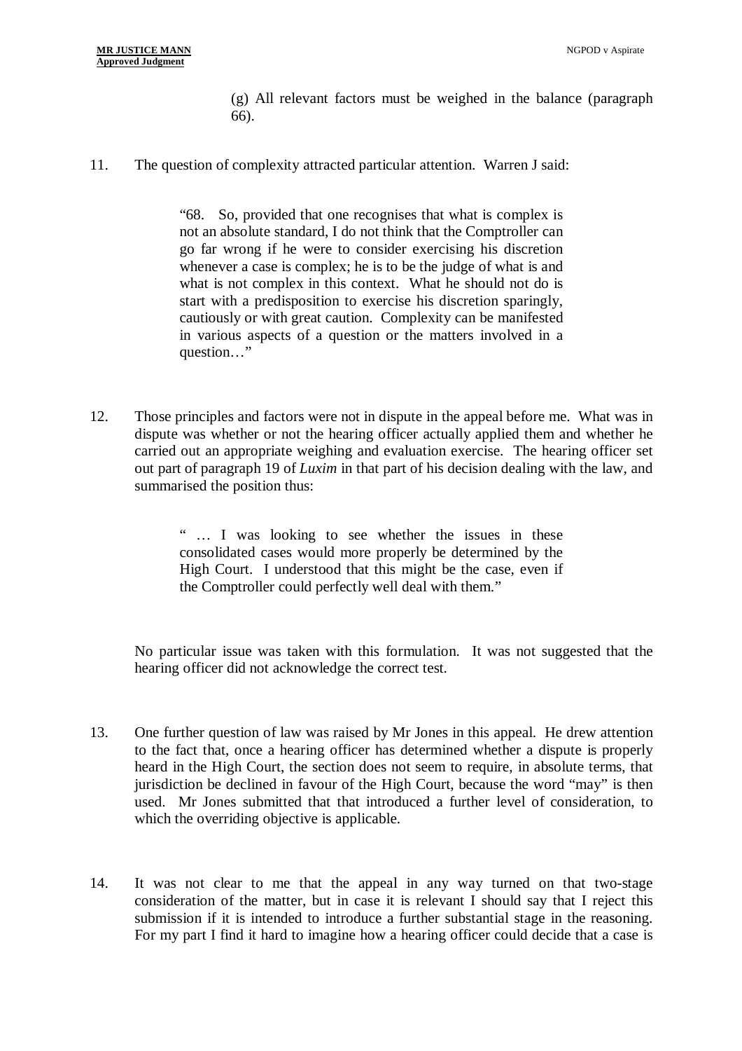(g) All relevant factors must be weighed in the balance (paragraph 66).

11. The question of complexity attracted particular attention. Warren J said:

> "68. So, provided that one recognises that what is complex is not an absolute standard, I do not think that the Comptroller can go far wrong if he were to consider exercising his discretion whenever a case is complex; he is to be the judge of what is and what is not complex in this context. What he should not do is start with a predisposition to exercise his discretion sparingly, cautiously or with great caution. Complexity can be manifested in various aspects of a question or the matters involved in a question…"

12. Those principles and factors were not in dispute in the appeal before me. What was in dispute was whether or not the hearing officer actually applied them and whether he carried out an appropriate weighing and evaluation exercise. The hearing officer set out part of paragraph 19 of *Luxim* in that part of his decision dealing with the law, and summarised the position thus:

> " … I was looking to see whether the issues in these consolidated cases would more properly be determined by the High Court. I understood that this might be the case, even if the Comptroller could perfectly well deal with them."

No particular issue was taken with this formulation. It was not suggested that the hearing officer did not acknowledge the correct test.

13. One further question of law was raised by Mr Jones in this appeal. He drew attention to the fact that, once a hearing officer has determined whether a dispute is properly heard in the High Court, the section does not seem to require, in absolute terms, that jurisdiction be declined in favour of the High Court, because the word "may" is then used. Mr Jones submitted that that introduced a further level of consideration, to which the overriding objective is applicable.

14. It was not clear to me that the appeal in any way turned on that two-stage consideration of the matter, but in case it is relevant I should say that I reject this submission if it is intended to introduce a further substantial stage in the reasoning. For my part I find it hard to imagine how a hearing officer could decide that a case is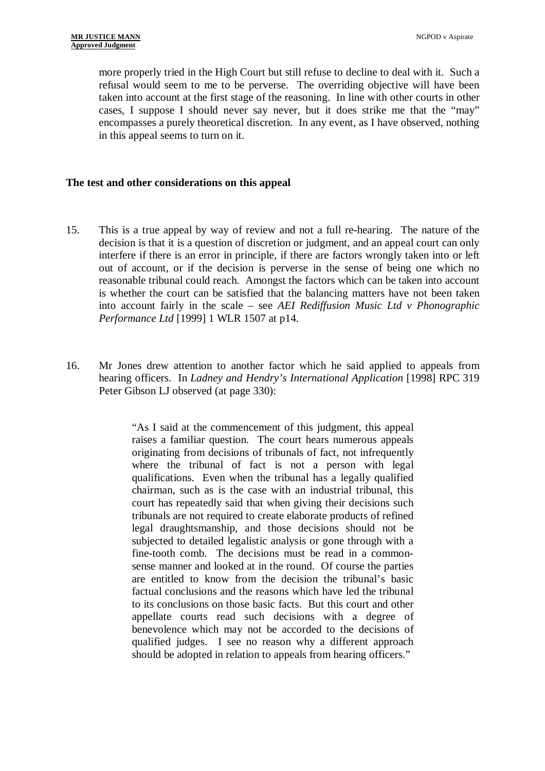more properly tried in the High Court but still refuse to decline to deal with it. Such a refusal would seem to me to be perverse. The overriding objective will have been taken into account at the first stage of the reasoning. In line with other courts in other cases, I suppose I should never say never, but it does strike me that the "may" encompasses a purely theoretical discretion. In any event, as I have observed, nothing in this appeal seems to turn on it.

## The test and other considerations on this appeal

15. This is a true appeal by way of review and not a full re-hearing. The nature of the decision is that it is a question of discretion or judgment, and an appeal court can only interfere if there is an error in principle, if there are factors wrongly taken into or left out of account, or if the decision is perverse in the sense of being one which no reasonable tribunal could reach. Amongst the factors which can be taken into account is whether the court can be satisfied that the balancing matters have not been taken into account fairly in the scale – see *AEI Rediffusion Music Ltd v Phonographic Performance Ltd* [1999] 1 WLR 1507 at p14.

16. Mr Jones drew attention to another factor which he said applied to appeals from hearing officers. In *Ladney and Hendry's International Application* [1998] RPC 319 Peter Gibson LJ observed (at page 330):

> "As I said at the commencement of this judgment, this appeal raises a familiar question. The court hears numerous appeals originating from decisions of tribunals of fact, not infrequently where the tribunal of fact is not a person with legal qualifications. Even when the tribunal has a legally qualified chairman, such as is the case with an industrial tribunal, this court has repeatedly said that when giving their decisions such tribunals are not required to create elaborate products of refined legal draughtsmanship, and those decisions should not be subjected to detailed legalistic analysis or gone through with a fine-tooth comb. The decisions must be read in a common-sense manner and looked at in the round. Of course the parties are entitled to know from the decision the tribunal's basic factual conclusions and the reasons which have led the tribunal to its conclusions on those basic facts. But this court and other appellate courts read such decisions with a degree of benevolence which may not be accorded to the decisions of qualified judges. I see no reason why a different approach should be adopted in relation to appeals from hearing officers."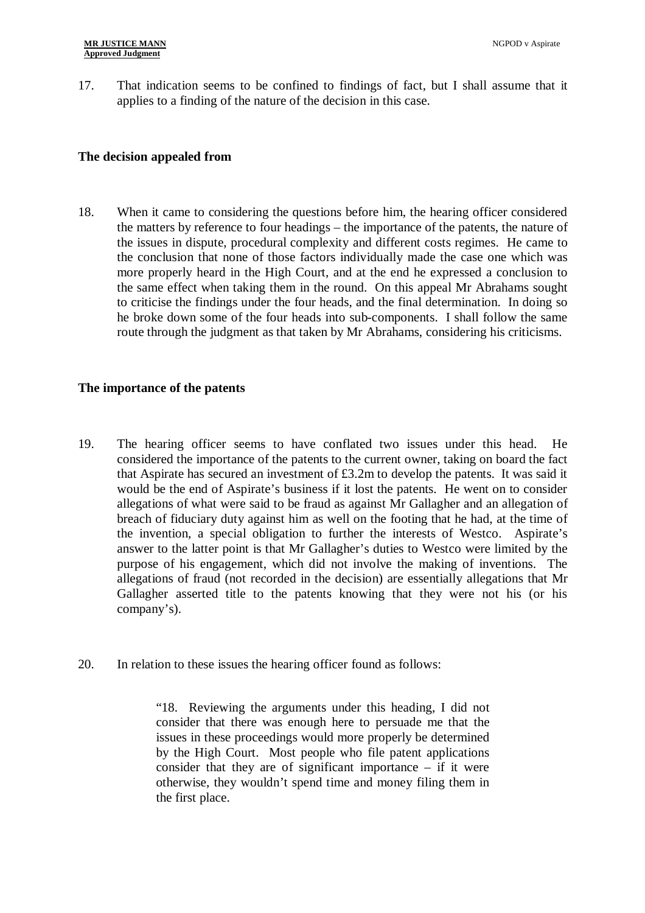17. That indication seems to be confined to findings of fact, but I shall assume that it applies to a finding of the nature of the decision in this case.

**The decision appealed from**

18. When it came to considering the questions before him, the hearing officer considered the matters by reference to four headings – the importance of the patents, the nature of the issues in dispute, procedural complexity and different costs regimes. He came to the conclusion that none of those factors individually made the case one which was more properly heard in the High Court, and at the end he expressed a conclusion to the same effect when taking them in the round. On this appeal Mr Abrahams sought to criticise the findings under the four heads, and the final determination. In doing so he broke down some of the four heads into sub-components. I shall follow the same route through the judgment as that taken by Mr Abrahams, considering his criticisms.

**The importance of the patents**

19. The hearing officer seems to have conflated two issues under this head. He considered the importance of the patents to the current owner, taking on board the fact that Aspirate has secured an investment of £3.2m to develop the patents. It was said it would be the end of Aspirate's business if it lost the patents. He went on to consider allegations of what were said to be fraud as against Mr Gallagher and an allegation of breach of fiduciary duty against him as well on the footing that he had, at the time of the invention, a special obligation to further the interests of Westco. Aspirate's answer to the latter point is that Mr Gallagher's duties to Westco were limited by the purpose of his engagement, which did not involve the making of inventions. The allegations of fraud (not recorded in the decision) are essentially allegations that Mr Gallagher asserted title to the patents knowing that they were not his (or his company's).

20. In relation to these issues the hearing officer found as follows:

> "18. Reviewing the arguments under this heading, I did not consider that there was enough here to persuade me that the issues in these proceedings would more properly be determined by the High Court. Most people who file patent applications consider that they are of significant importance – if it were otherwise, they wouldn't spend time and money filing them in the first place.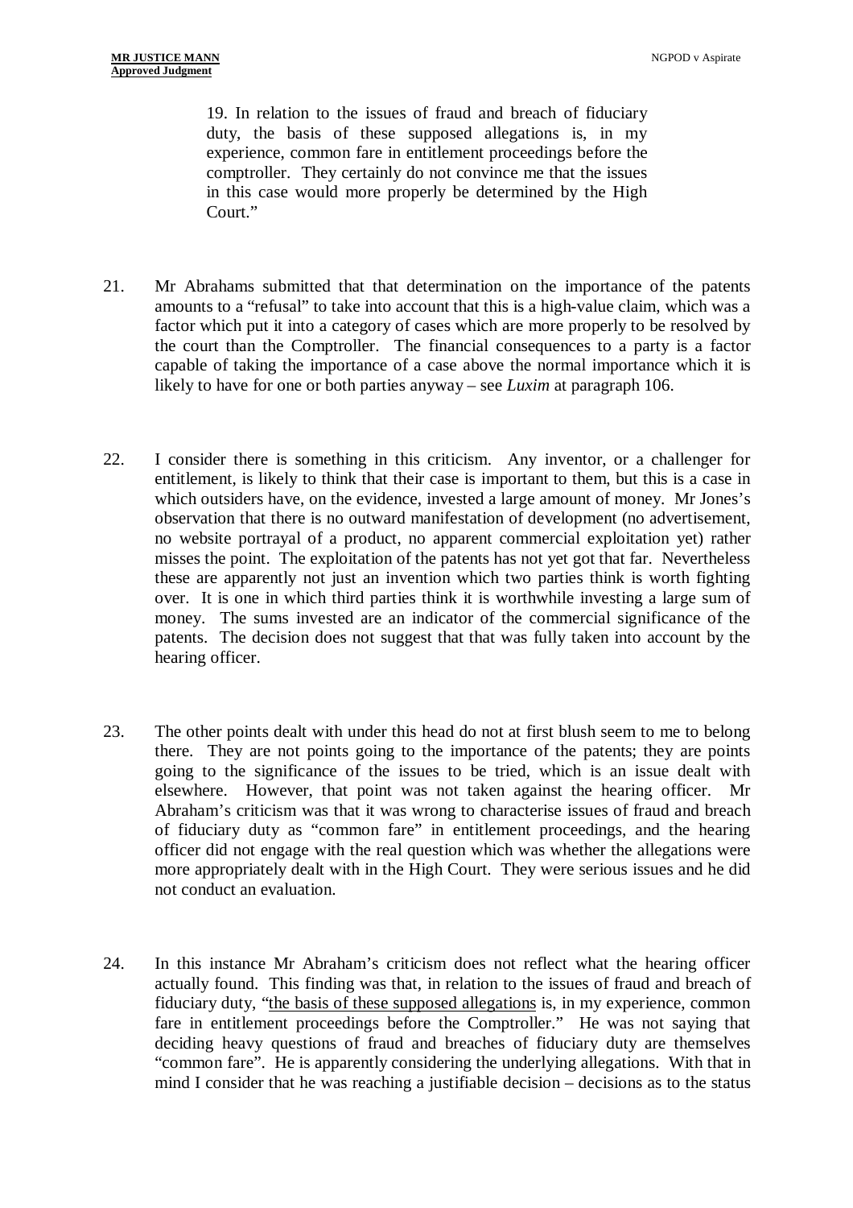> 19. In relation to the issues of fraud and breach of fiduciary duty, the basis of these supposed allegations is, in my experience, common fare in entitlement proceedings before the comptroller. They certainly do not convince me that the issues in this case would more properly be determined by the High Court."

21. Mr Abrahams submitted that that determination on the importance of the patents amounts to a "refusal" to take into account that this is a high-value claim, which was a factor which put it into a category of cases which are more properly to be resolved by the court than the Comptroller. The financial consequences to a party is a factor capable of taking the importance of a case above the normal importance which it is likely to have for one or both parties anyway – see *Luxim* at paragraph 106.

22. I consider there is something in this criticism. Any inventor, or a challenger for entitlement, is likely to think that their case is important to them, but this is a case in which outsiders have, on the evidence, invested a large amount of money. Mr Jones's observation that there is no outward manifestation of development (no advertisement, no website portrayal of a product, no apparent commercial exploitation yet) rather misses the point. The exploitation of the patents has not yet got that far. Nevertheless these are apparently not just an invention which two parties think is worth fighting over. It is one in which third parties think it is worthwhile investing a large sum of money. The sums invested are an indicator of the commercial significance of the patents. The decision does not suggest that that was fully taken into account by the hearing officer.

23. The other points dealt with under this head do not at first blush seem to me to belong there. They are not points going to the importance of the patents; they are points going to the significance of the issues to be tried, which is an issue dealt with elsewhere. However, that point was not taken against the hearing officer. Mr Abraham's criticism was that it was wrong to characterise issues of fraud and breach of fiduciary duty as "common fare" in entitlement proceedings, and the hearing officer did not engage with the real question which was whether the allegations were more appropriately dealt with in the High Court. They were serious issues and he did not conduct an evaluation.

24. In this instance Mr Abraham's criticism does not reflect what the hearing officer actually found. This finding was that, in relation to the issues of fraud and breach of fiduciary duty, "<u>the basis of these supposed allegations</u> is, in my experience, common fare in entitlement proceedings before the Comptroller." He was not saying that deciding heavy questions of fraud and breaches of fiduciary duty are themselves "common fare". He is apparently considering the underlying allegations. With that in mind I consider that he was reaching a justifiable decision – decisions as to the status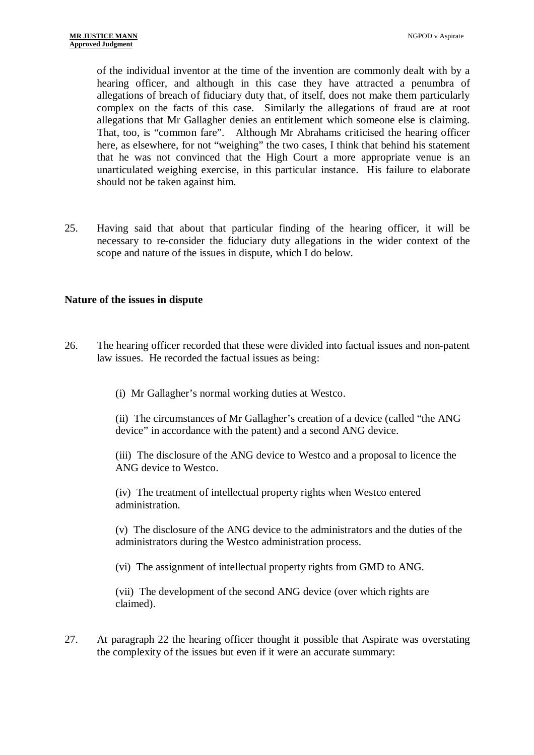of the individual inventor at the time of the invention are commonly dealt with by a hearing officer, and although in this case they have attracted a penumbra of allegations of breach of fiduciary duty that, of itself, does not make them particularly complex on the facts of this case. Similarly the allegations of fraud are at root allegations that Mr Gallagher denies an entitlement which someone else is claiming. That, too, is "common fare". Although Mr Abrahams criticised the hearing officer here, as elsewhere, for not "weighing" the two cases, I think that behind his statement that he was not convinced that the High Court a more appropriate venue is an unarticulated weighing exercise, in this particular instance. His failure to elaborate should not be taken against him.

25. Having said that about that particular finding of the hearing officer, it will be necessary to re-consider the fiduciary duty allegations in the wider context of the scope and nature of the issues in dispute, which I do below.

### Nature of the issues in dispute

26. The hearing officer recorded that these were divided into factual issues and non-patent law issues. He recorded the factual issues as being:

    (i) Mr Gallagher's normal working duties at Westco.

    (ii) The circumstances of Mr Gallagher's creation of a device (called "the ANG device" in accordance with the patent) and a second ANG device.

    (iii) The disclosure of the ANG device to Westco and a proposal to licence the ANG device to Westco.

    (iv) The treatment of intellectual property rights when Westco entered administration.

    (v) The disclosure of the ANG device to the administrators and the duties of the administrators during the Westco administration process.

    (vi) The assignment of intellectual property rights from GMD to ANG.

    (vii) The development of the second ANG device (over which rights are claimed).

27. At paragraph 22 the hearing officer thought it possible that Aspirate was overstating the complexity of the issues but even if it were an accurate summary: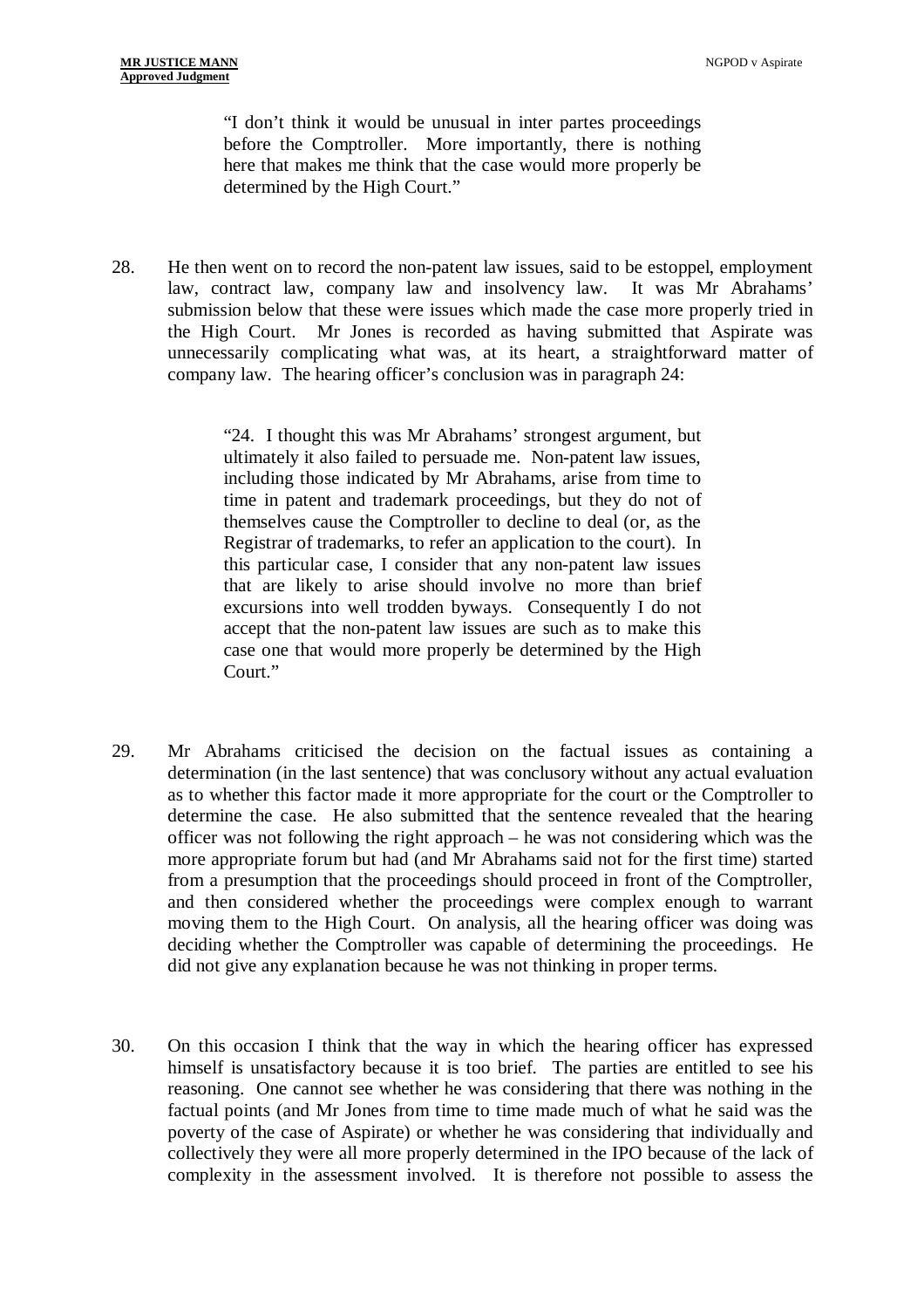> "I don't think it would be unusual in inter partes proceedings before the Comptroller. More importantly, there is nothing here that makes me think that the case would more properly be determined by the High Court."

28. He then went on to record the non-patent law issues, said to be estoppel, employment law, contract law, company law and insolvency law. It was Mr Abrahams' submission below that these were issues which made the case more properly tried in the High Court. Mr Jones is recorded as having submitted that Aspirate was unnecessarily complicating what was, at its heart, a straightforward matter of company law. The hearing officer's conclusion was in paragraph 24:

> "24. I thought this was Mr Abrahams' strongest argument, but ultimately it also failed to persuade me. Non-patent law issues, including those indicated by Mr Abrahams, arise from time to time in patent and trademark proceedings, but they do not of themselves cause the Comptroller to decline to deal (or, as the Registrar of trademarks, to refer an application to the court). In this particular case, I consider that any non-patent law issues that are likely to arise should involve no more than brief excursions into well trodden byways. Consequently I do not accept that the non-patent law issues are such as to make this case one that would more properly be determined by the High Court."

29. Mr Abrahams criticised the decision on the factual issues as containing a determination (in the last sentence) that was conclusory without any actual evaluation as to whether this factor made it more appropriate for the court or the Comptroller to determine the case. He also submitted that the sentence revealed that the hearing officer was not following the right approach – he was not considering which was the more appropriate forum but had (and Mr Abrahams said not for the first time) started from a presumption that the proceedings should proceed in front of the Comptroller, and then considered whether the proceedings were complex enough to warrant moving them to the High Court. On analysis, all the hearing officer was doing was deciding whether the Comptroller was capable of determining the proceedings. He did not give any explanation because he was not thinking in proper terms.

30. On this occasion I think that the way in which the hearing officer has expressed himself is unsatisfactory because it is too brief. The parties are entitled to see his reasoning. One cannot see whether he was considering that there was nothing in the factual points (and Mr Jones from time to time made much of what he said was the poverty of the case of Aspirate) or whether he was considering that individually and collectively they were all more properly determined in the IPO because of the lack of complexity in the assessment involved. It is therefore not possible to assess the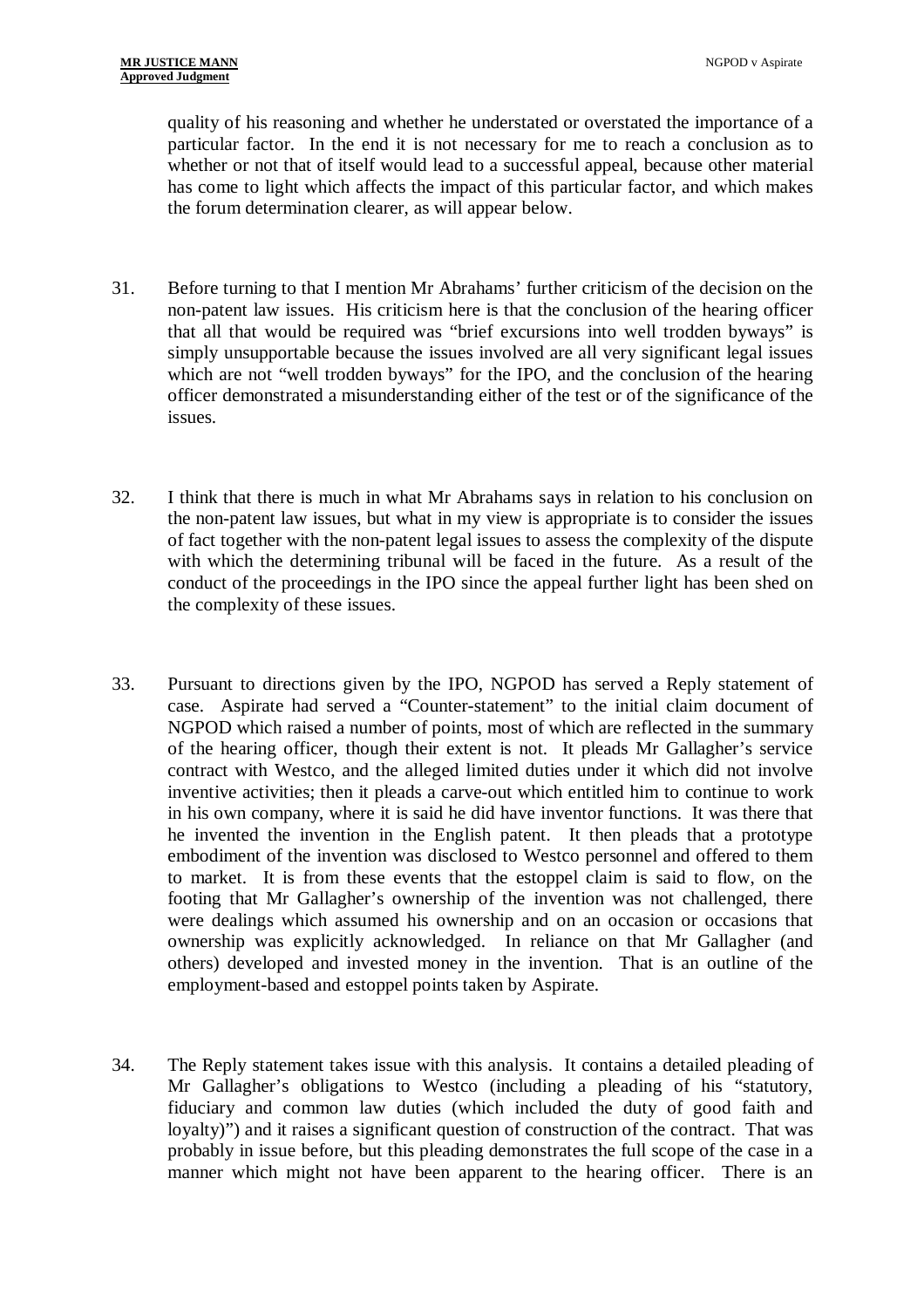quality of his reasoning and whether he understated or overstated the importance of a particular factor. In the end it is not necessary for me to reach a conclusion as to whether or not that of itself would lead to a successful appeal, because other material has come to light which affects the impact of this particular factor, and which makes the forum determination clearer, as will appear below.

31. Before turning to that I mention Mr Abrahams' further criticism of the decision on the non-patent law issues. His criticism here is that the conclusion of the hearing officer that all that would be required was "brief excursions into well trodden byways" is simply unsupportable because the issues involved are all very significant legal issues which are not "well trodden byways" for the IPO, and the conclusion of the hearing officer demonstrated a misunderstanding either of the test or of the significance of the issues.

32. I think that there is much in what Mr Abrahams says in relation to his conclusion on the non-patent law issues, but what in my view is appropriate is to consider the issues of fact together with the non-patent legal issues to assess the complexity of the dispute with which the determining tribunal will be faced in the future. As a result of the conduct of the proceedings in the IPO since the appeal further light has been shed on the complexity of these issues.

33. Pursuant to directions given by the IPO, NGPOD has served a Reply statement of case. Aspirate had served a "Counter-statement" to the initial claim document of NGPOD which raised a number of points, most of which are reflected in the summary of the hearing officer, though their extent is not. It pleads Mr Gallagher's service contract with Westco, and the alleged limited duties under it which did not involve inventive activities; then it pleads a carve-out which entitled him to continue to work in his own company, where it is said he did have inventor functions. It was there that he invented the invention in the English patent. It then pleads that a prototype embodiment of the invention was disclosed to Westco personnel and offered to them to market. It is from these events that the estoppel claim is said to flow, on the footing that Mr Gallagher's ownership of the invention was not challenged, there were dealings which assumed his ownership and on an occasion or occasions that ownership was explicitly acknowledged. In reliance on that Mr Gallagher (and others) developed and invested money in the invention. That is an outline of the employment-based and estoppel points taken by Aspirate.

34. The Reply statement takes issue with this analysis. It contains a detailed pleading of Mr Gallagher's obligations to Westco (including a pleading of his "statutory, fiduciary and common law duties (which included the duty of good faith and loyalty)") and it raises a significant question of construction of the contract. That was probably in issue before, but this pleading demonstrates the full scope of the case in a manner which might not have been apparent to the hearing officer. There is an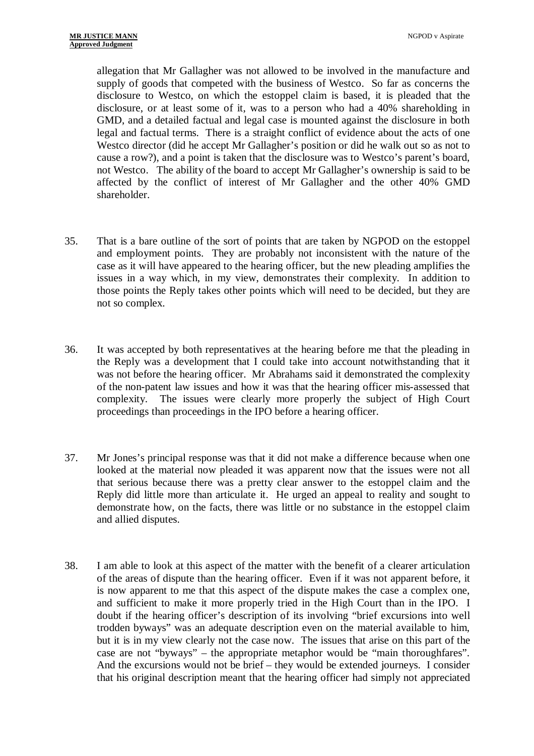allegation that Mr Gallagher was not allowed to be involved in the manufacture and supply of goods that competed with the business of Westco. So far as concerns the disclosure to Westco, on which the estoppel claim is based, it is pleaded that the disclosure, or at least some of it, was to a person who had a 40% shareholding in GMD, and a detailed factual and legal case is mounted against the disclosure in both legal and factual terms. There is a straight conflict of evidence about the acts of one Westco director (did he accept Mr Gallagher's position or did he walk out so as not to cause a row?), and a point is taken that the disclosure was to Westco's parent's board, not Westco. The ability of the board to accept Mr Gallagher's ownership is said to be affected by the conflict of interest of Mr Gallagher and the other 40% GMD shareholder.

35. That is a bare outline of the sort of points that are taken by NGPOD on the estoppel and employment points. They are probably not inconsistent with the nature of the case as it will have appeared to the hearing officer, but the new pleading amplifies the issues in a way which, in my view, demonstrates their complexity. In addition to those points the Reply takes other points which will need to be decided, but they are not so complex.

36. It was accepted by both representatives at the hearing before me that the pleading in the Reply was a development that I could take into account notwithstanding that it was not before the hearing officer. Mr Abrahams said it demonstrated the complexity of the non-patent law issues and how it was that the hearing officer mis-assessed that complexity. The issues were clearly more properly the subject of High Court proceedings than proceedings in the IPO before a hearing officer.

37. Mr Jones's principal response was that it did not make a difference because when one looked at the material now pleaded it was apparent now that the issues were not all that serious because there was a pretty clear answer to the estoppel claim and the Reply did little more than articulate it. He urged an appeal to reality and sought to demonstrate how, on the facts, there was little or no substance in the estoppel claim and allied disputes.

38. I am able to look at this aspect of the matter with the benefit of a clearer articulation of the areas of dispute than the hearing officer. Even if it was not apparent before, it is now apparent to me that this aspect of the dispute makes the case a complex one, and sufficient to make it more properly tried in the High Court than in the IPO. I doubt if the hearing officer's description of its involving "brief excursions into well trodden byways" was an adequate description even on the material available to him, but it is in my view clearly not the case now. The issues that arise on this part of the case are not "byways" – the appropriate metaphor would be "main thoroughfares". And the excursions would not be brief – they would be extended journeys. I consider that his original description meant that the hearing officer had simply not appreciated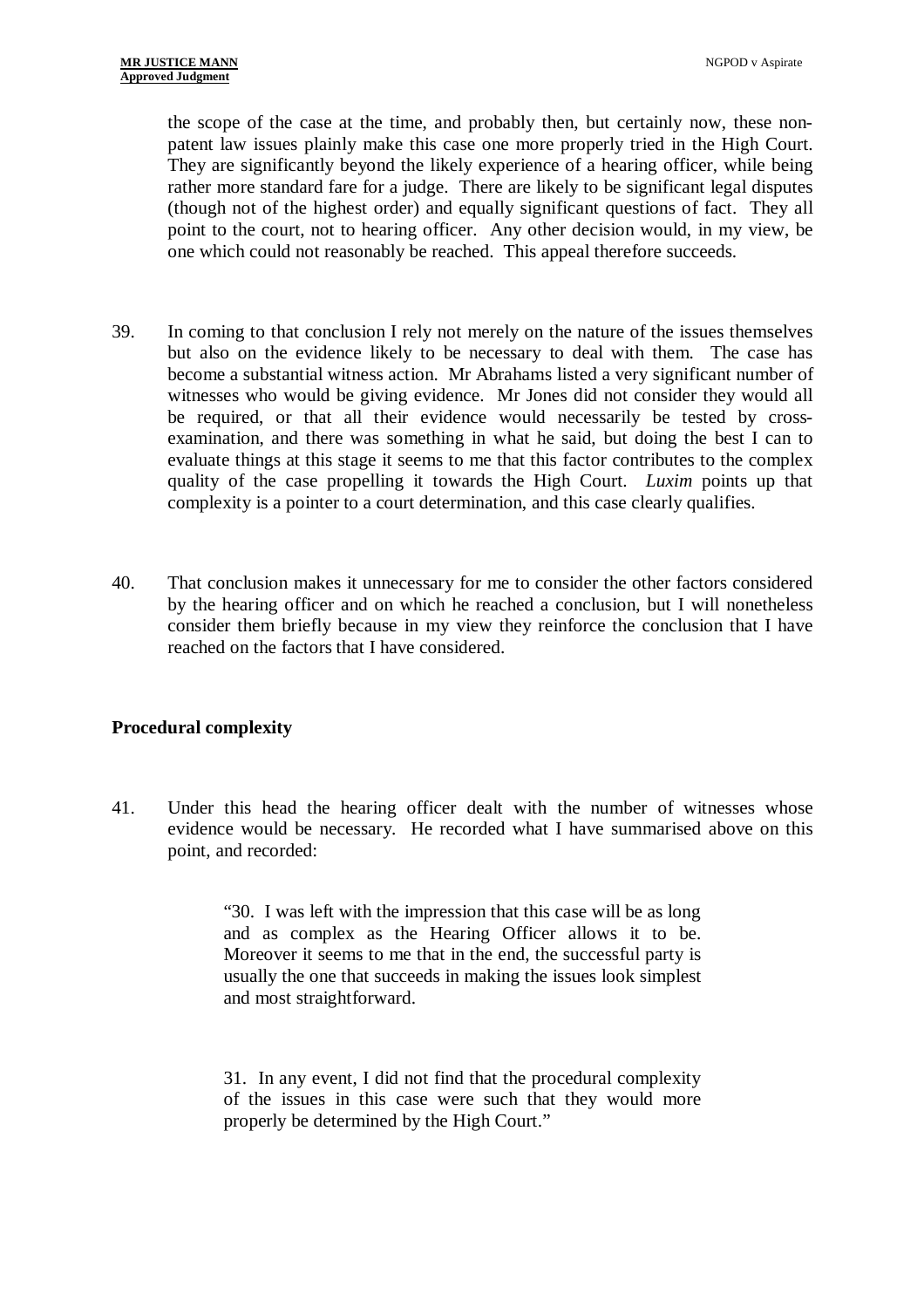the scope of the case at the time, and probably then, but certainly now, these non-patent law issues plainly make this case one more properly tried in the High Court. They are significantly beyond the likely experience of a hearing officer, while being rather more standard fare for a judge. There are likely to be significant legal disputes (though not of the highest order) and equally significant questions of fact. They all point to the court, not to hearing officer. Any other decision would, in my view, be one which could not reasonably be reached. This appeal therefore succeeds.

39. In coming to that conclusion I rely not merely on the nature of the issues themselves but also on the evidence likely to be necessary to deal with them. The case has become a substantial witness action. Mr Abrahams listed a very significant number of witnesses who would be giving evidence. Mr Jones did not consider they would all be required, or that all their evidence would necessarily be tested by cross-examination, and there was something in what he said, but doing the best I can to evaluate things at this stage it seems to me that this factor contributes to the complex quality of the case propelling it towards the High Court. *Luxim* points up that complexity is a pointer to a court determination, and this case clearly qualifies.

40. That conclusion makes it unnecessary for me to consider the other factors considered by the hearing officer and on which he reached a conclusion, but I will nonetheless consider them briefly because in my view they reinforce the conclusion that I have reached on the factors that I have considered.

**Procedural complexity**

41. Under this head the hearing officer dealt with the number of witnesses whose evidence would be necessary. He recorded what I have summarised above on this point, and recorded:

> "30. I was left with the impression that this case will be as long and as complex as the Hearing Officer allows it to be. Moreover it seems to me that in the end, the successful party is usually the one that succeeds in making the issues look simplest and most straightforward.
>
> 31. In any event, I did not find that the procedural complexity of the issues in this case were such that they would more properly be determined by the High Court."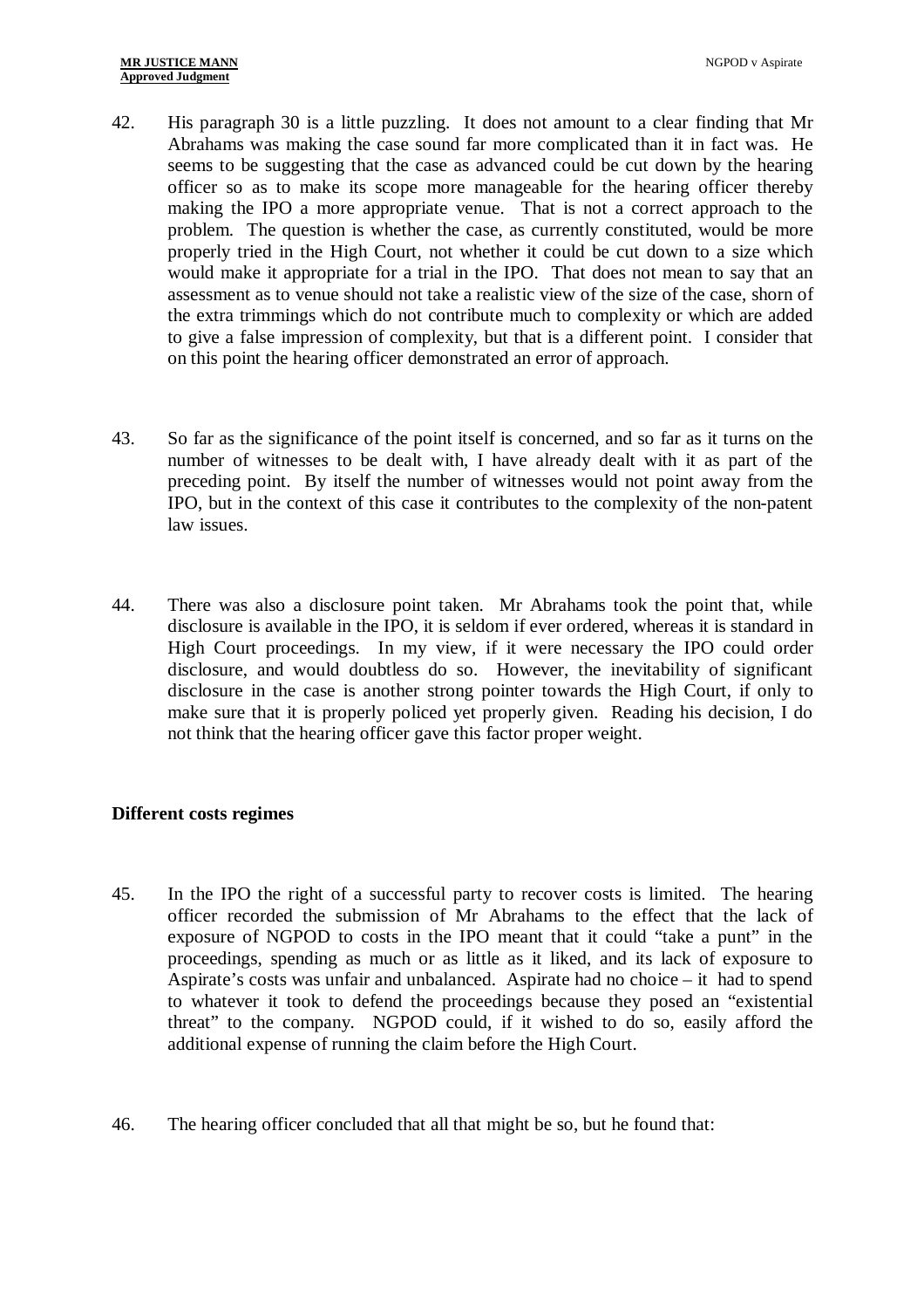42. His paragraph 30 is a little puzzling. It does not amount to a clear finding that Mr Abrahams was making the case sound far more complicated than it in fact was. He seems to be suggesting that the case as advanced could be cut down by the hearing officer so as to make its scope more manageable for the hearing officer thereby making the IPO a more appropriate venue. That is not a correct approach to the problem. The question is whether the case, as currently constituted, would be more properly tried in the High Court, not whether it could be cut down to a size which would make it appropriate for a trial in the IPO. That does not mean to say that an assessment as to venue should not take a realistic view of the size of the case, shorn of the extra trimmings which do not contribute much to complexity or which are added to give a false impression of complexity, but that is a different point. I consider that on this point the hearing officer demonstrated an error of approach.

43. So far as the significance of the point itself is concerned, and so far as it turns on the number of witnesses to be dealt with, I have already dealt with it as part of the preceding point. By itself the number of witnesses would not point away from the IPO, but in the context of this case it contributes to the complexity of the non-patent law issues.

44. There was also a disclosure point taken. Mr Abrahams took the point that, while disclosure is available in the IPO, it is seldom if ever ordered, whereas it is standard in High Court proceedings. In my view, if it were necessary the IPO could order disclosure, and would doubtless do so. However, the inevitability of significant disclosure in the case is another strong pointer towards the High Court, if only to make sure that it is properly policed yet properly given. Reading his decision, I do not think that the hearing officer gave this factor proper weight.

**Different costs regimes**

45. In the IPO the right of a successful party to recover costs is limited. The hearing officer recorded the submission of Mr Abrahams to the effect that the lack of exposure of NGPOD to costs in the IPO meant that it could "take a punt" in the proceedings, spending as much or as little as it liked, and its lack of exposure to Aspirate's costs was unfair and unbalanced. Aspirate had no choice – it had to spend to whatever it took to defend the proceedings because they posed an "existential threat" to the company. NGPOD could, if it wished to do so, easily afford the additional expense of running the claim before the High Court.

46. The hearing officer concluded that all that might be so, but he found that: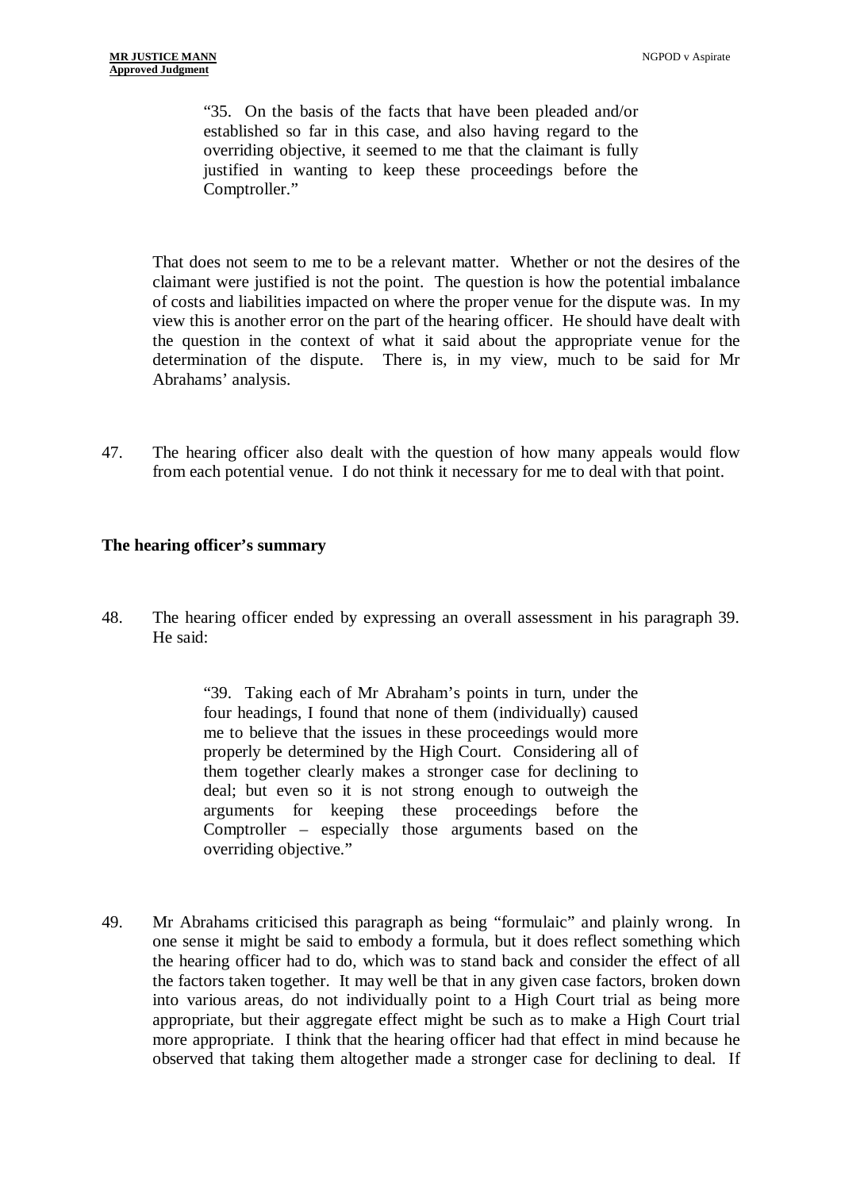> "35. On the basis of the facts that have been pleaded and/or established so far in this case, and also having regard to the overriding objective, it seemed to me that the claimant is fully justified in wanting to keep these proceedings before the Comptroller."

That does not seem to me to be a relevant matter. Whether or not the desires of the claimant were justified is not the point. The question is how the potential imbalance of costs and liabilities impacted on where the proper venue for the dispute was. In my view this is another error on the part of the hearing officer. He should have dealt with the question in the context of what it said about the appropriate venue for the determination of the dispute. There is, in my view, much to be said for Mr Abrahams' analysis.

47. The hearing officer also dealt with the question of how many appeals would flow from each potential venue. I do not think it necessary for me to deal with that point.

**The hearing officer's summary**

48. The hearing officer ended by expressing an overall assessment in his paragraph 39. He said:

> "39. Taking each of Mr Abraham's points in turn, under the four headings, I found that none of them (individually) caused me to believe that the issues in these proceedings would more properly be determined by the High Court. Considering all of them together clearly makes a stronger case for declining to deal; but even so it is not strong enough to outweigh the arguments for keeping these proceedings before the Comptroller – especially those arguments based on the overriding objective."

49. Mr Abrahams criticised this paragraph as being "formulaic" and plainly wrong. In one sense it might be said to embody a formula, but it does reflect something which the hearing officer had to do, which was to stand back and consider the effect of all the factors taken together. It may well be that in any given case factors, broken down into various areas, do not individually point to a High Court trial as being more appropriate, but their aggregate effect might be such as to make a High Court trial more appropriate. I think that the hearing officer had that effect in mind because he observed that taking them altogether made a stronger case for declining to deal. If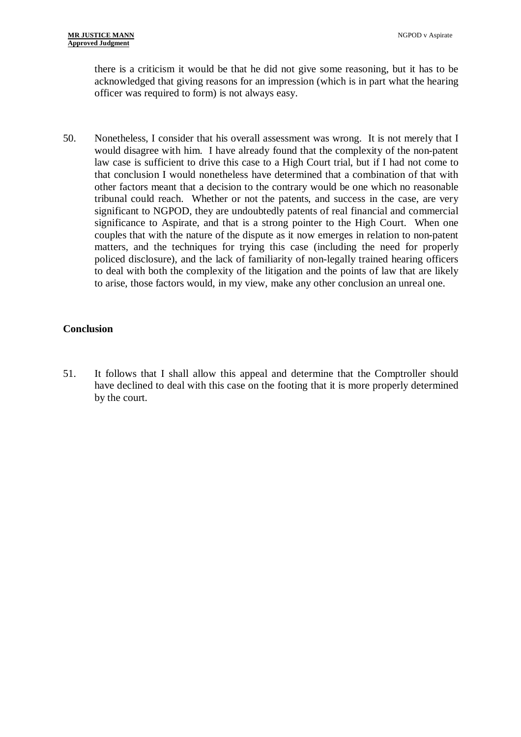there is a criticism it would be that he did not give some reasoning, but it has to be acknowledged that giving reasons for an impression (which is in part what the hearing officer was required to form) is not always easy.

50. Nonetheless, I consider that his overall assessment was wrong. It is not merely that I would disagree with him. I have already found that the complexity of the non-patent law case is sufficient to drive this case to a High Court trial, but if I had not come to that conclusion I would nonetheless have determined that a combination of that with other factors meant that a decision to the contrary would be one which no reasonable tribunal could reach. Whether or not the patents, and success in the case, are very significant to NGPOD, they are undoubtedly patents of real financial and commercial significance to Aspirate, and that is a strong pointer to the High Court. When one couples that with the nature of the dispute as it now emerges in relation to non-patent matters, and the techniques for trying this case (including the need for properly policed disclosure), and the lack of familiarity of non-legally trained hearing officers to deal with both the complexity of the litigation and the points of law that are likely to arise, those factors would, in my view, make any other conclusion an unreal one.

## Conclusion

51. It follows that I shall allow this appeal and determine that the Comptroller should have declined to deal with this case on the footing that it is more properly determined by the court.